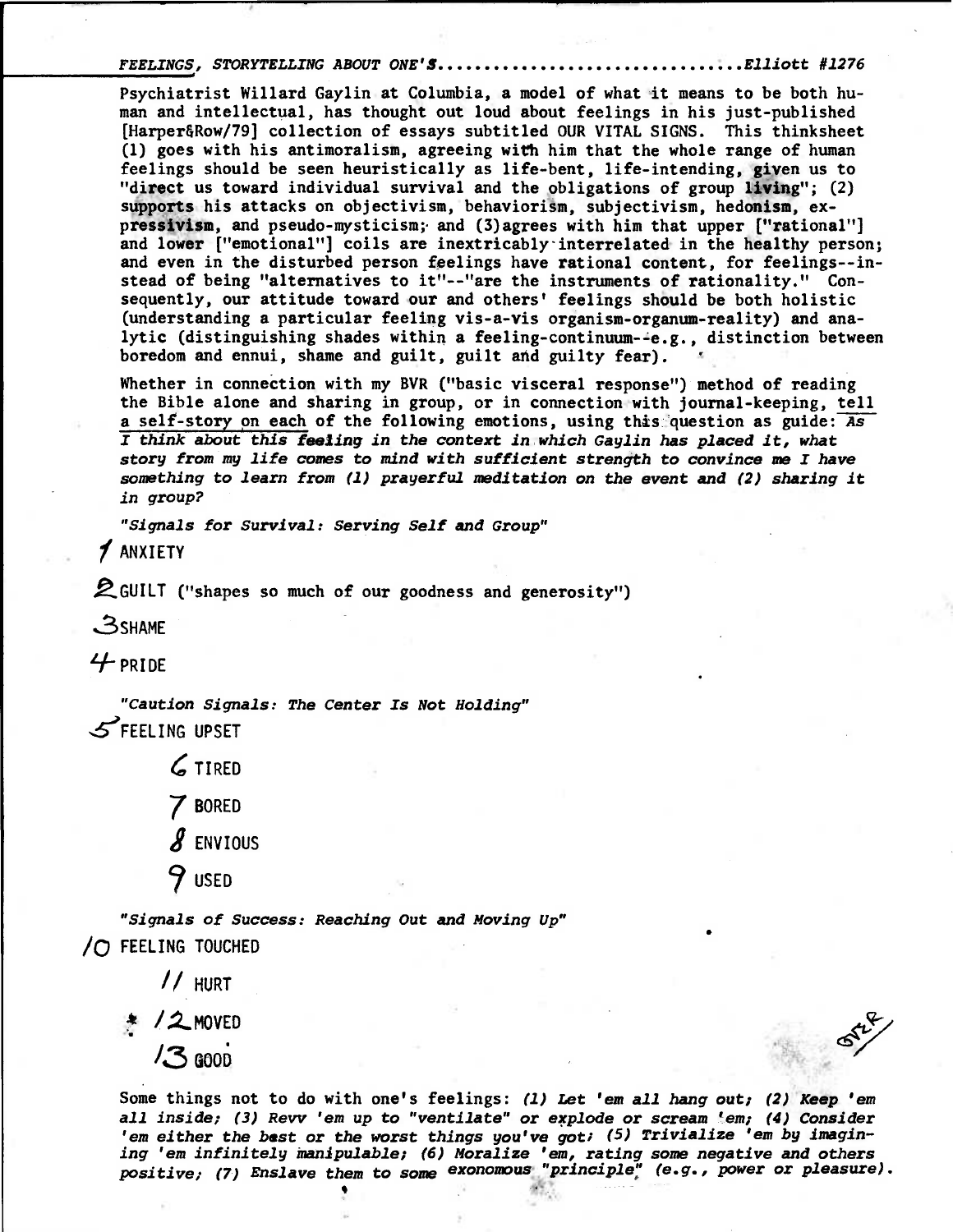FEELINGS, STORYTELLING ABOUT ONE'S................................Elliott #1276

Psychiatrist Willard Gaylin at Columbia, a model of what it means to be both human and intellectual, has thought out loud about feelings in his just-published [Harper&Row/79] collection of essays subtitled OUR VITAL SIGNS. This thinksheet (1) goes with his antimoralism, agreeing with him that the whole range of human feelings should be seen heuristically as life-bent, life-intending, given us to "direct us toward individual survival and the obligations of group living"; (2) supports his attacks on objectivism, behaviorism, subjectivism, hedonism, expressivism, and pseudo-mysticism; and (3) agrees with him that upper ["rational"] and lower ["emotional"] coils are inextricably interrelated in the healthy person; and even in the disturbed person feelings have rational content, for feelings--instead of being "alternatives to it"--"are the instruments of rationality." Consequently, our attitude toward our and others' feelings should be both holistic (understanding a particular feeling vis-a-vis organism-organum-reality) and analytic (distinguishing shades within a feeling-continuum--e.g., distinction between boredom and ennui, shame and guilt, guilt and guilty fear).

Whether in connection with my BVR ("basic visceral response") method of reading the Bible alone and sharing in group, or in connection with journal-keeping, tell a self-story on each of the following emotions, using this question as guide: *As I think about this feeling in the context in which Gaylin has placed it, what story from my life comes to mind with sufficient strength to convince me I have something to learn from (1) prayerful meditation on the event and (2) sharing it in group?*

*"Signals for Survival: Serving Self and Group"*

1 ANXIETY

2 GUILT ("shapes so much of our goodness and generosity")

3 SHAME

4 PRIDE

*"Caution Signals: The Center Is Not Holding"*

5 FEELING UPSET

6 TIRED

7 BORED

8 ENVIOUS

9 USED

*"Signals of Success: Reaching Out and Moving Up"*

10 FEELING TOUCHED

11 HURT

* 12 MOVED

13 GOOD

OVER

Some things not to do with one's feelings: *(1) Let 'em all hang out; (2) Keep 'em all inside; (3) Revv 'em up to "ventilate" or explode or scream 'em; (4) Consider 'em either the best or the worst things you've got; (5) Trivialize 'em by imagining 'em infinitely manipulable; (6) Moralize 'em, rating some negative and others positive; (7) Enslave them to some exonomous "principle" (e.g., power or pleasure).*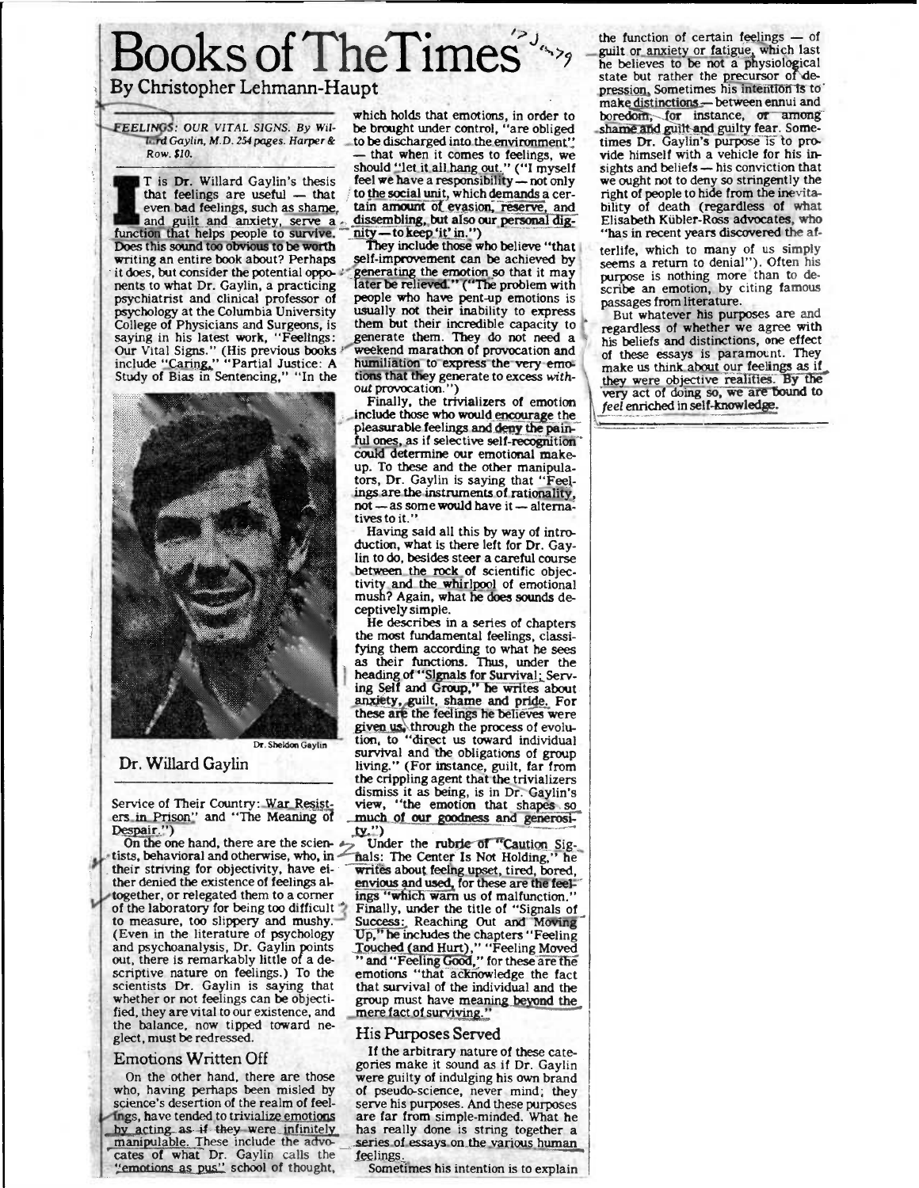# Books of The Times

By Christopher Lehmann-Haupt

*FEELINGS: OUR VITAL SIGNS. By Willard Gaylin, M.D. 254 pages. Harper & Row. $10.*

IT is Dr. Willard Gaylin's thesis that feelings are useful — that even bad feelings, such as shame, and guilt and anxiety, serve a function that helps people to survive. Does this sound too obvious to be worth writing an entire book about? Perhaps it does, but consider the potential opponents to what Dr. Gaylin, a practicing psychiatrist and clinical professor of psychology at the Columbia University College of Physicians and Surgeons, is saying in his latest work, "Feelings: Our Vital Signs." (His previous books include "Caring," "Partial Justice: A Study of Bias in Sentencing," "In the Service of Their Country: War Resisters in Prison" and "The Meaning of Despair.")

Dr. Sheldon Gaylin

Dr. Willard Gaylin

On the one hand, there are the scientists, behavioral and otherwise, who, in their striving for objectivity, have either denied the existence of feelings altogether, or relegated them to a corner of the laboratory for being too difficult to measure, too slippery and mushy. (Even in the literature of psychology and psychoanalysis, Dr. Gaylin points out, there is remarkably little of a descriptive nature on feelings.) To the scientists Dr. Gaylin is saying that whether or not feelings can be objectified, they are vital to our existence, and the balance, now tipped toward neglect, must be redressed.

## Emotions Written Off

On the other hand, there are those who, having perhaps been misled by science's desertion of the realm of feelings, have tended to trivialize emotions by acting as if they were infinitely manipulable. These include the advocates of what Dr. Gaylin calls the "emotions as pus" school of thought, which holds that emotions, in order to be brought under control, "are obliged to be discharged into the environment" — that when it comes to feelings, we should "let it all hang out." ("I myself feel we have a responsibility — not only to the social unit, which demands a certain amount of evasion, reserve, and dissembling, but also our personal dignity — to keep 'it' in.")

They include those who believe "that self-improvement can be achieved by generating the emotion so that it may later be relieved." ("The problem with people who have pent-up emotions is usually not their inability to express them but their incredible capacity to generate them. They do not need a weekend marathon of provocation and humiliation to express the very emotions that they generate to excess *without* provocation.")

Finally, the trivializers of emotion include those who would encourage the pleasurable feelings and deny the painful ones, as if selective self-recognition could determine our emotional makeup. To these and the other manipulators, Dr. Gaylin is saying that "Feelings are the instruments of rationality, not — as some would have it — alternatives to it."

Having said all this by way of introduction, what is there left for Dr. Gaylin to do, besides steer a careful course between the rock of scientific objectivity and the whirlpool of emotional mush? Again, what he does sounds deceptively simple.

He describes in a series of chapters the most fundamental feelings, classifying them according to what he sees as their functions. Thus, under the heading of "Signals for Survival: Serving Self and Group," he writes about anxiety, guilt, shame and pride. For these are the feelings he believes were given us, through the process of evolution, to "direct us toward individual survival and the obligations of group living." (For instance, guilt, far from the crippling agent that the trivializers dismiss it as being, is in Dr. Gaylin's view, "the emotion that shapes so much of our goodness and generosity.")

Under the rubric of "Caution Signals: The Center Is Not Holding," he writes about feeling upset, tired, bored, envious and used, for these are the feelings "which warn us of malfunction." Finally, under the title of "Signals of Success: Reaching Out and Moving Up," he includes the chapters "Feeling Touched (and Hurt)," "Feeling Moved" and "Feeling Good," for these are the emotions "that acknowledge the fact that survival of the individual and the group must have meaning beyond the mere fact of surviving."

## His Purposes Served

If the arbitrary nature of these categories make it sound as if Dr. Gaylin were guilty of indulging his own brand of pseudo-science, never mind; they serve his purposes. And these purposes are far from simple-minded. What he has really done is string together a series of essays on the various human feelings.

Sometimes his intention is to explain the function of certain feelings — of guilt or anxiety or fatigue, which last he believes to be not a physiological state but rather the precursor of depression. Sometimes his intention is to make distinctions — between ennui and boredom, for instance, or among shame and guilt and guilty fear. Sometimes Dr. Gaylin's purpose is to provide himself with a vehicle for his insights and beliefs — his conviction that we ought not to deny so stringently the right of people to hide from the inevitability of death (regardless of what Elisabeth Kübler-Ross advocates, who "has in recent years discovered the afterlife, which to many of us simply seems a return to denial"). Often his purpose is nothing more than to describe an emotion, by citing famous passages from literature.

But whatever his purposes are and regardless of whether we agree with his beliefs and distinctions, one effect of these essays is paramount. They make us think about our feelings as if they were objective realities. By the very act of doing so, we are bound to *feel* enriched in self-knowledge.